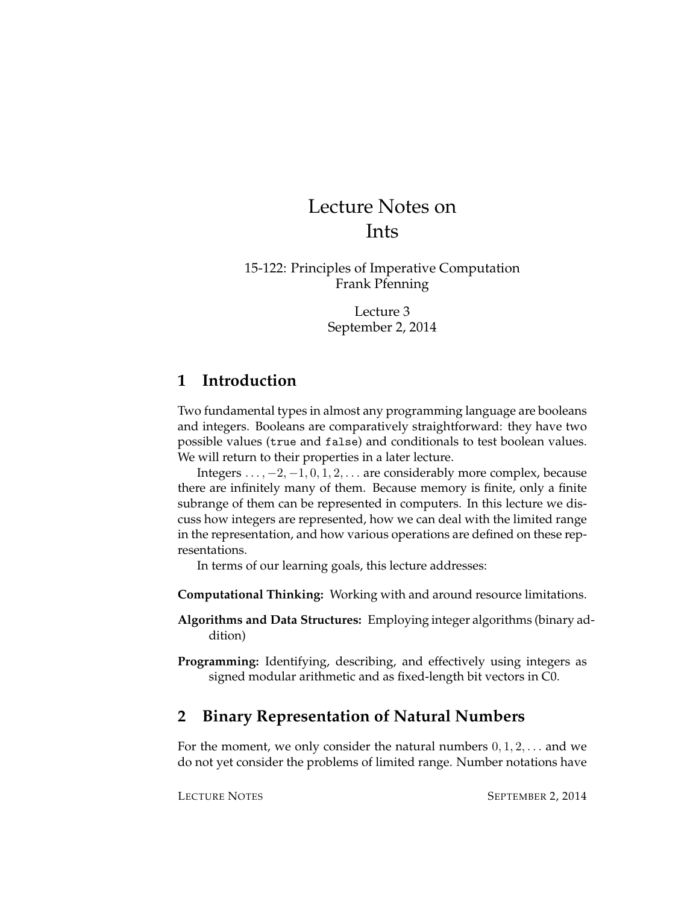# Lecture Notes on Ints

15-122: Principles of Imperative Computation
Frank Pfenning

Lecture 3
September 2, 2014

## 1 Introduction

Two fundamental types in almost any programming language are booleans and integers. Booleans are comparatively straightforward: they have two possible values (`true` and `false`) and conditionals to test boolean values. We will return to their properties in a later lecture.

Integers $\ldots, -2, -1, 0, 1, 2, \ldots$ are considerably more complex, because there are infinitely many of them. Because memory is finite, only a finite subrange of them can be represented in computers. In this lecture we discuss how integers are represented, how we can deal with the limited range in the representation, and how various operations are defined on these representations.

In terms of our learning goals, this lecture addresses:

**Computational Thinking:** Working with and around resource limitations.

**Algorithms and Data Structures:** Employing integer algorithms (binary addition)

**Programming:** Identifying, describing, and effectively using integers as signed modular arithmetic and as fixed-length bit vectors in C0.

## 2 Binary Representation of Natural Numbers

For the moment, we only consider the natural numbers $0, 1, 2, \ldots$ and we do not yet consider the problems of limited range. Number notations have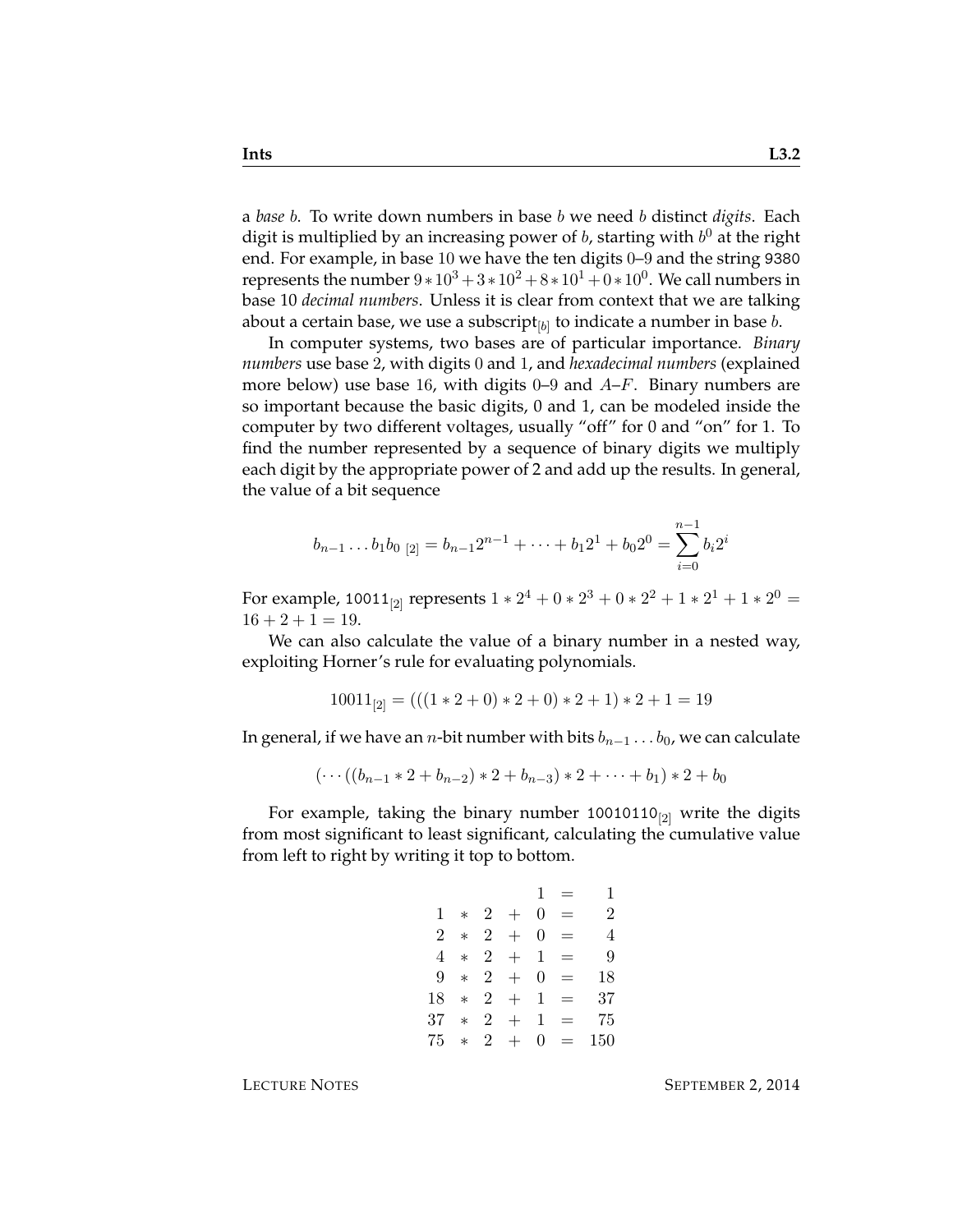a *base* $b$. To write down numbers in base $b$ we need $b$ distinct *digits*. Each digit is multiplied by an increasing power of $b$, starting with $b^0$ at the right end. For example, in base 10 we have the ten digits 0–9 and the string `9380` represents the number $9 * 10^3 + 3 * 10^2 + 8 * 10^1 + 0 * 10^0$. We call numbers in base 10 *decimal numbers*. Unless it is clear from context that we are talking about a certain base, we use a subscript$_{[b]}$ to indicate a number in base $b$.

In computer systems, two bases are of particular importance. *Binary numbers* use base 2, with digits 0 and 1, and *hexadecimal numbers* (explained more below) use base 16, with digits 0–9 and $A$–$F$. Binary numbers are so important because the basic digits, 0 and 1, can be modeled inside the computer by two different voltages, usually "off" for 0 and "on" for 1. To find the number represented by a sequence of binary digits we multiply each digit by the appropriate power of 2 and add up the results. In general, the value of a bit sequence

$$b_{n-1} \ldots b_1 b_0 \ _{[2]} = b_{n-1} 2^{n-1} + \cdots + b_1 2^1 + b_0 2^0 = \sum_{i=0}^{n-1} b_i 2^i$$

For example, `10011`$_{[2]}$ represents $1 * 2^4 + 0 * 2^3 + 0 * 2^2 + 1 * 2^1 + 1 * 2^0 = 16 + 2 + 1 = 19$.

We can also calculate the value of a binary number in a nested way, exploiting Horner's rule for evaluating polynomials.

$$10011_{[2]} = (((1 * 2 + 0) * 2 + 0) * 2 + 1) * 2 + 1 = 19$$

In general, if we have an $n$-bit number with bits $b_{n-1} \ldots b_0$, we can calculate

$$(\cdots((b_{n-1} * 2 + b_{n-2}) * 2 + b_{n-3}) * 2 + \cdots + b_1) * 2 + b_0$$

For example, taking the binary number `10010110`$_{[2]}$ write the digits from most significant to least significant, calculating the cumulative value from left to right by writing it top to bottom.

$$\begin{array}{rcrcrcr}
 & & & & 1 & = & 1 \\
1 & * & 2 & + & 0 & = & 2 \\
2 & * & 2 & + & 0 & = & 4 \\
4 & * & 2 & + & 1 & = & 9 \\
9 & * & 2 & + & 0 & = & 18 \\
18 & * & 2 & + & 1 & = & 37 \\
37 & * & 2 & + & 1 & = & 75 \\
75 & * & 2 & + & 0 & = & 150
\end{array}$$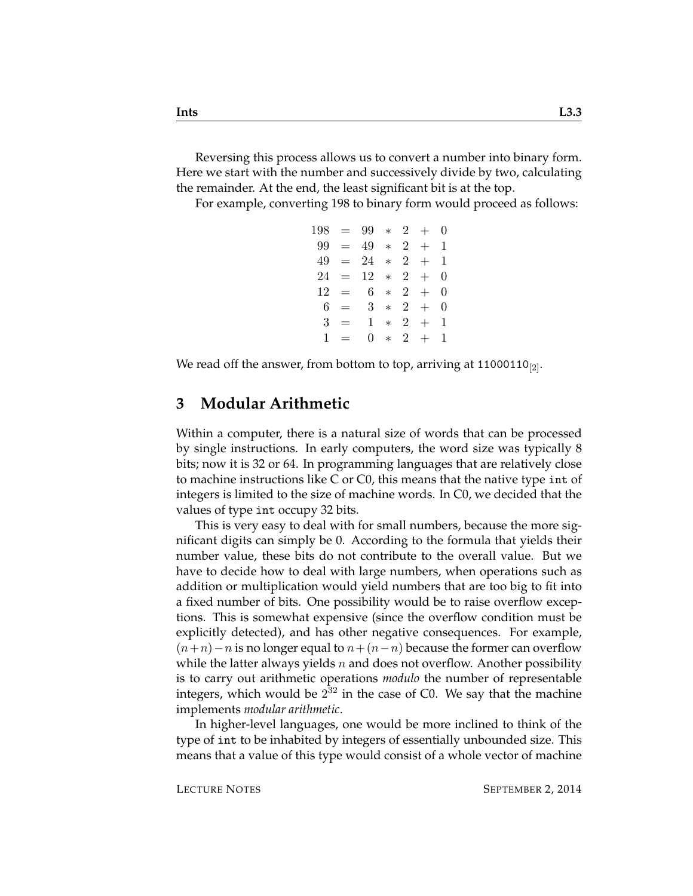Reversing this process allows us to convert a number into binary form. Here we start with the number and successively divide by two, calculating the remainder. At the end, the least significant bit is at the top.

For example, converting 198 to binary form would proceed as follows:

$$
\begin{array}{rcrcrcr}
198 & = & 99 & * & 2 & + & 0 \\
99 & = & 49 & * & 2 & + & 1 \\
49 & = & 24 & * & 2 & + & 1 \\
24 & = & 12 & * & 2 & + & 0 \\
12 & = & 6 & * & 2 & + & 0 \\
6 & = & 3 & * & 2 & + & 0 \\
3 & = & 1 & * & 2 & + & 1 \\
1 & = & 0 & * & 2 & + & 1
\end{array}
$$

We read off the answer, from bottom to top, arriving at $\texttt{11000110}_{[2]}$.

## 3 Modular Arithmetic

Within a computer, there is a natural size of words that can be processed by single instructions. In early computers, the word size was typically 8 bits; now it is 32 or 64. In programming languages that are relatively close to machine instructions like C or C0, this means that the native type `int` of integers is limited to the size of machine words. In C0, we decided that the values of type `int` occupy 32 bits.

This is very easy to deal with for small numbers, because the more significant digits can simply be 0. According to the formula that yields their number value, these bits do not contribute to the overall value. But we have to decide how to deal with large numbers, when operations such as addition or multiplication would yield numbers that are too big to fit into a fixed number of bits. One possibility would be to raise overflow exceptions. This is somewhat expensive (since the overflow condition must be explicitly detected), and has other negative consequences. For example, $(n+n)-n$ is no longer equal to $n+(n-n)$ because the former can overflow while the latter always yields $n$ and does not overflow. Another possibility is to carry out arithmetic operations *modulo* the number of representable integers, which would be $2^{32}$ in the case of C0. We say that the machine implements *modular arithmetic*.

In higher-level languages, one would be more inclined to think of the type of `int` to be inhabited by integers of essentially unbounded size. This means that a value of this type would consist of a whole vector of machine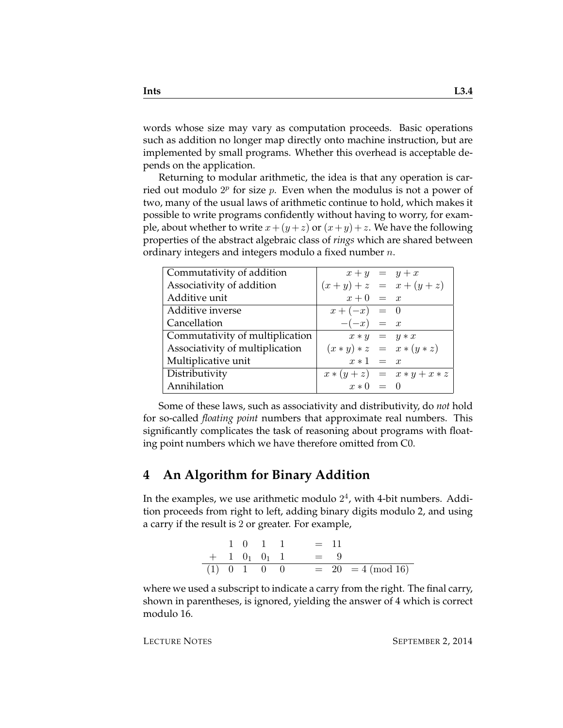words whose size may vary as computation proceeds. Basic operations such as addition no longer map directly onto machine instruction, but are implemented by small programs. Whether this overhead is acceptable depends on the application.

Returning to modular arithmetic, the idea is that any operation is carried out modulo $2^p$ for size $p$. Even when the modulus is not a power of two, many of the usual laws of arithmetic continue to hold, which makes it possible to write programs confidently without having to worry, for example, about whether to write $x + (y + z)$ or $(x + y) + z$. We have the following properties of the abstract algebraic class of *rings* which are shared between ordinary integers and integers modulo a fixed number $n$.

| Property | Law |
|---|---|
| Commutativity of addition | $x + y = y + x$ |
| Associativity of addition | $(x + y) + z = x + (y + z)$ |
| Additive unit | $x + 0 = x$ |
| Additive inverse | $x + (-x) = 0$ |
| Cancellation | $-(-x) = x$ |
| Commutativity of multiplication | $x * y = y * x$ |
| Associativity of multiplication | $(x * y) * z = x * (y * z)$ |
| Multiplicative unit | $x * 1 = x$ |
| Distributivity | $x * (y + z) = x * y + x * z$ |
| Annihilation | $x * 0 = 0$ |

Some of these laws, such as associativity and distributivity, do *not* hold for so-called *floating point* numbers that approximate real numbers. This significantly complicates the task of reasoning about programs with floating point numbers which we have therefore omitted from C0.

## 4 An Algorithm for Binary Addition

In the examples, we use arithmetic modulo $2^4$, with 4-bit numbers. Addition proceeds from right to left, adding binary digits modulo 2, and using a carry if the result is 2 or greater. For example,

$$
\begin{array}{ccccccl}
 & 1 & 0 & 1 & 1 & & = 11 \\
+ & 1 & 0_1 & 0_1 & 1 & & = \;\;9 \\
\hline
(1) & 0 & 1 & 0 & 0 & & = 20 \;\; = 4 \ (\mathrm{mod}\ 16)
\end{array}
$$

where we used a subscript to indicate a carry from the right. The final carry, shown in parentheses, is ignored, yielding the answer of 4 which is correct modulo 16.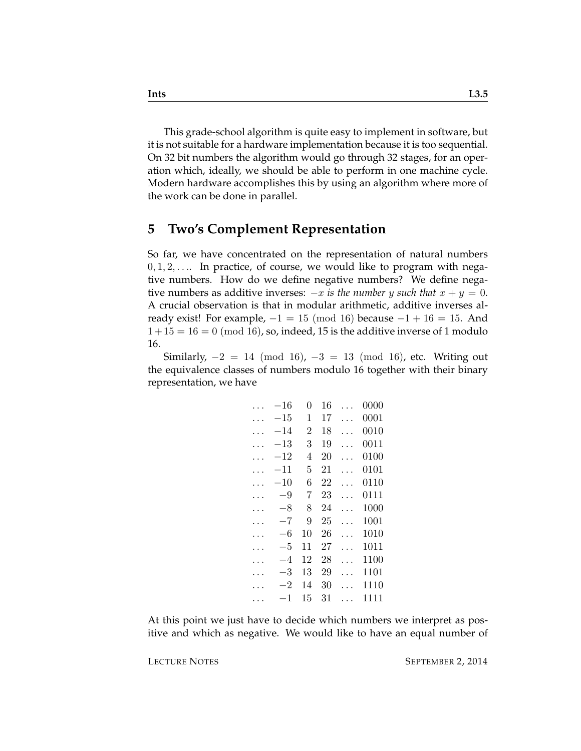This grade-school algorithm is quite easy to implement in software, but it is not suitable for a hardware implementation because it is too sequential. On 32 bit numbers the algorithm would go through 32 stages, for an operation which, ideally, we should be able to perform in one machine cycle. Modern hardware accomplishes this by using an algorithm where more of the work can be done in parallel.

## 5 Two's Complement Representation

So far, we have concentrated on the representation of natural numbers $0, 1, 2, \ldots$. In practice, of course, we would like to program with negative numbers. How do we define negative numbers? We define negative numbers as additive inverses: *$-x$ is the number $y$ such that $x + y = 0$.* A crucial observation is that in modular arithmetic, additive inverses already exist! For example, $-1 = 15 \pmod{16}$ because $-1 + 16 = 15$. And $1 + 15 = 16 = 0 \pmod{16}$, so, indeed, 15 is the additive inverse of 1 modulo 16.

Similarly, $-2 = 14 \pmod{16}$, $-3 = 13 \pmod{16}$, etc. Writing out the equivalence classes of numbers modulo 16 together with their binary representation, we have

$$
\begin{array}{cccccc}
\ldots & -16 & 0 & 16 & \ldots & 0000 \\
\ldots & -15 & 1 & 17 & \ldots & 0001 \\
\ldots & -14 & 2 & 18 & \ldots & 0010 \\
\ldots & -13 & 3 & 19 & \ldots & 0011 \\
\ldots & -12 & 4 & 20 & \ldots & 0100 \\
\ldots & -11 & 5 & 21 & \ldots & 0101 \\
\ldots & -10 & 6 & 22 & \ldots & 0110 \\
\ldots & -9 & 7 & 23 & \ldots & 0111 \\
\ldots & -8 & 8 & 24 & \ldots & 1000 \\
\ldots & -7 & 9 & 25 & \ldots & 1001 \\
\ldots & -6 & 10 & 26 & \ldots & 1010 \\
\ldots & -5 & 11 & 27 & \ldots & 1011 \\
\ldots & -4 & 12 & 28 & \ldots & 1100 \\
\ldots & -3 & 13 & 29 & \ldots & 1101 \\
\ldots & -2 & 14 & 30 & \ldots & 1110 \\
\ldots & -1 & 15 & 31 & \ldots & 1111
\end{array}
$$

At this point we just have to decide which numbers we interpret as positive and which as negative. We would like to have an equal number of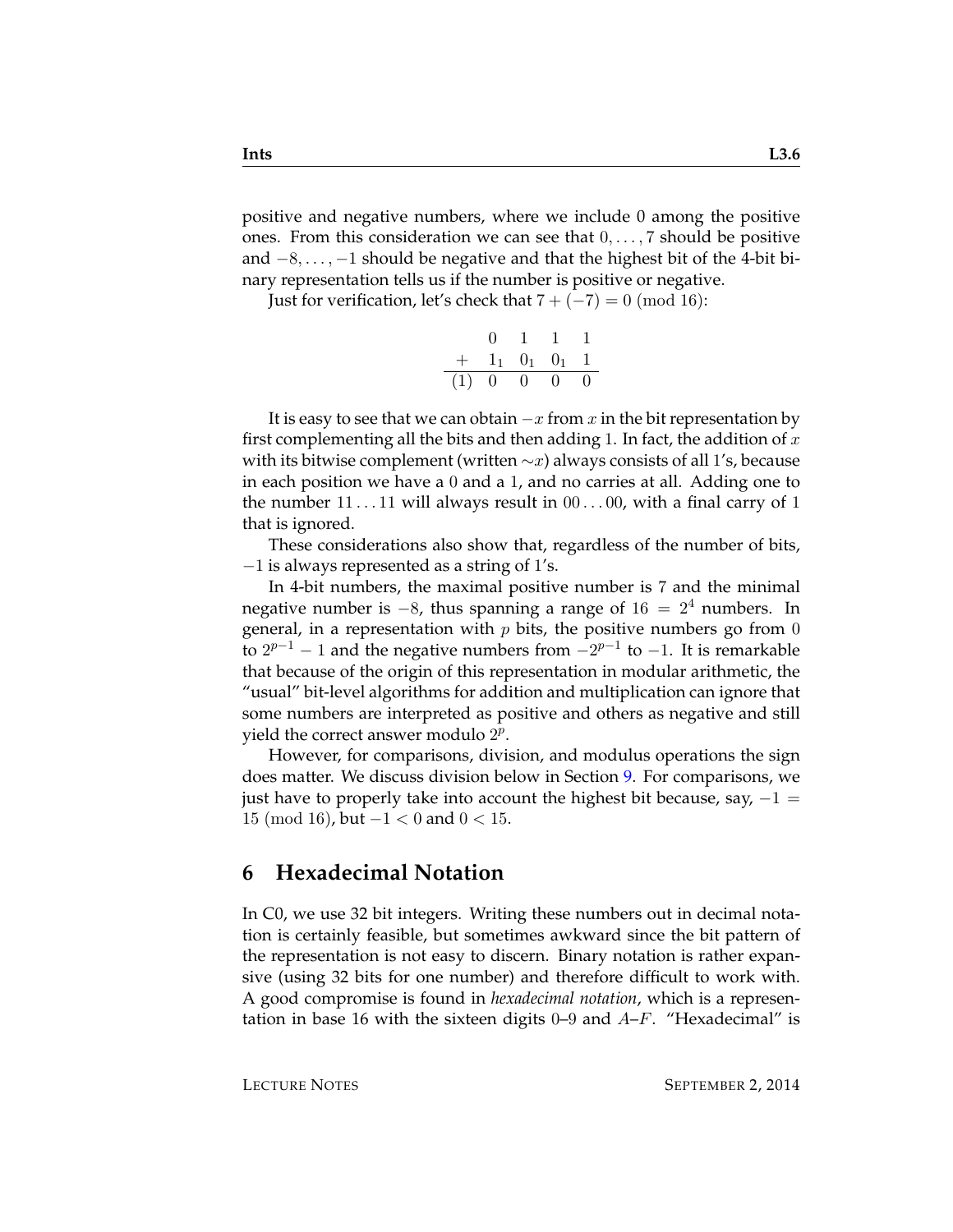positive and negative numbers, where we include 0 among the positive ones. From this consideration we can see that $0, \ldots, 7$ should be positive and $-8, \ldots, -1$ should be negative and that the highest bit of the 4-bit binary representation tells us if the number is positive or negative.

Just for verification, let's check that $7 + (-7) = 0 \pmod{16}$:

$$
\begin{array}{rcccc}
 & 0 & 1 & 1 & 1 \\
+ & 1_1 & 0_1 & 0_1 & 1 \\
\hline
(1) & 0 & 0 & 0 & 0
\end{array}
$$

It is easy to see that we can obtain $-x$ from $x$ in the bit representation by first complementing all the bits and then adding 1. In fact, the addition of $x$ with its bitwise complement (written $\sim x$) always consists of all 1's, because in each position we have a 0 and a 1, and no carries at all. Adding one to the number $11 \ldots 11$ will always result in $00 \ldots 00$, with a final carry of 1 that is ignored.

These considerations also show that, regardless of the number of bits, $-1$ is always represented as a string of 1's.

In 4-bit numbers, the maximal positive number is 7 and the minimal negative number is $-8$, thus spanning a range of $16 = 2^4$ numbers. In general, in a representation with $p$ bits, the positive numbers go from 0 to $2^{p-1} - 1$ and the negative numbers from $-2^{p-1}$ to $-1$. It is remarkable that because of the origin of this representation in modular arithmetic, the "usual" bit-level algorithms for addition and multiplication can ignore that some numbers are interpreted as positive and others as negative and still yield the correct answer modulo $2^p$.

However, for comparisons, division, and modulus operations the sign does matter. We discuss division below in Section 9. For comparisons, we just have to properly take into account the highest bit because, say, $-1 = 15 \pmod{16}$, but $-1 < 0$ and $0 < 15$.

## 6 Hexadecimal Notation

In C0, we use 32 bit integers. Writing these numbers out in decimal notation is certainly feasible, but sometimes awkward since the bit pattern of the representation is not easy to discern. Binary notation is rather expansive (using 32 bits for one number) and therefore difficult to work with. A good compromise is found in *hexadecimal notation*, which is a representation in base 16 with the sixteen digits 0–9 and $A$–$F$. "Hexadecimal" is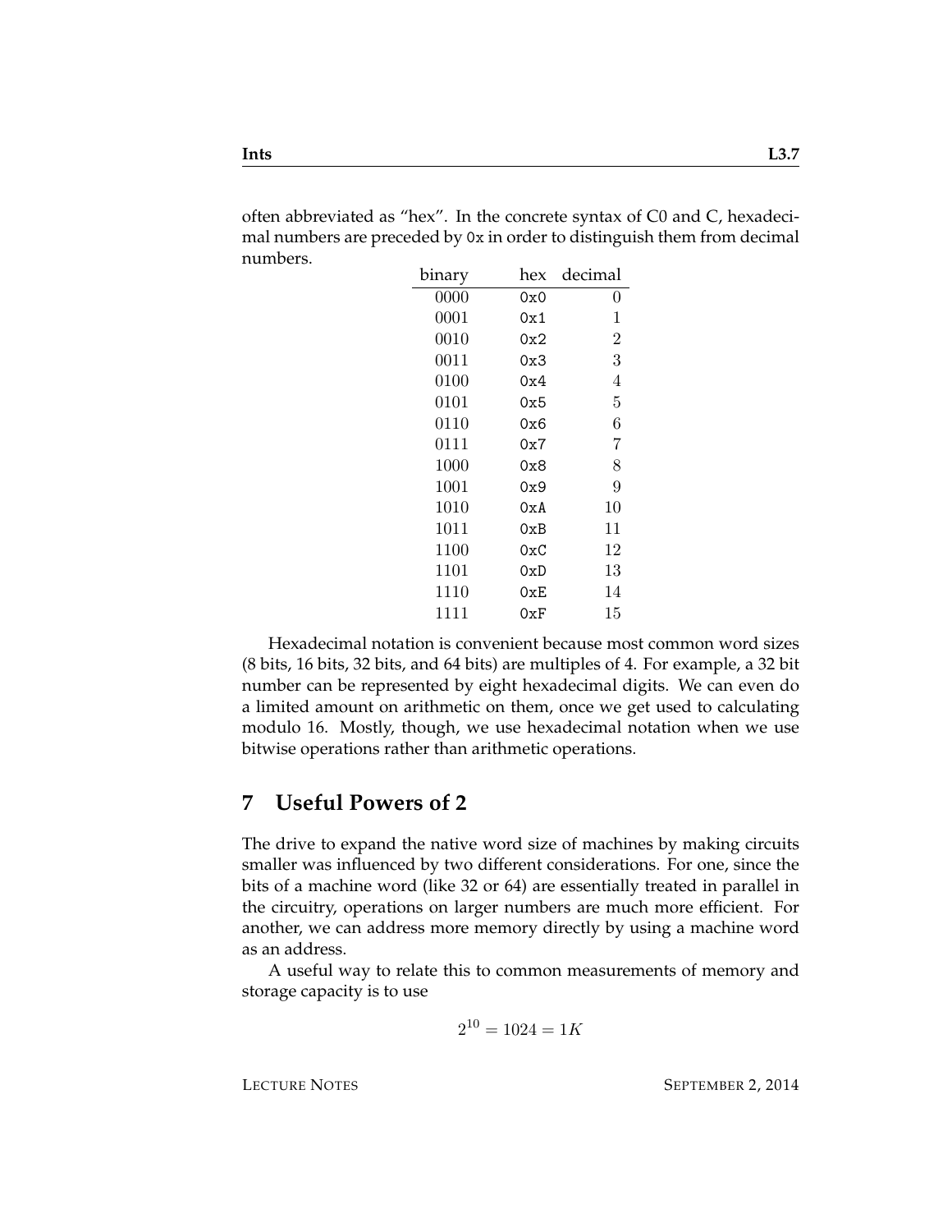often abbreviated as "hex". In the concrete syntax of C0 and C, hexadecimal numbers are preceded by `0x` in order to distinguish them from decimal numbers.

| binary | hex | decimal |
|---|---|---|
| 0000 | `0x0` | 0 |
| 0001 | `0x1` | 1 |
| 0010 | `0x2` | 2 |
| 0011 | `0x3` | 3 |
| 0100 | `0x4` | 4 |
| 0101 | `0x5` | 5 |
| 0110 | `0x6` | 6 |
| 0111 | `0x7` | 7 |
| 1000 | `0x8` | 8 |
| 1001 | `0x9` | 9 |
| 1010 | `0xA` | 10 |
| 1011 | `0xB` | 11 |
| 1100 | `0xC` | 12 |
| 1101 | `0xD` | 13 |
| 1110 | `0xE` | 14 |
| 1111 | `0xF` | 15 |

Hexadecimal notation is convenient because most common word sizes (8 bits, 16 bits, 32 bits, and 64 bits) are multiples of 4. For example, a 32 bit number can be represented by eight hexadecimal digits. We can even do a limited amount on arithmetic on them, once we get used to calculating modulo 16. Mostly, though, we use hexadecimal notation when we use bitwise operations rather than arithmetic operations.

## 7 Useful Powers of 2

The drive to expand the native word size of machines by making circuits smaller was influenced by two different considerations. For one, since the bits of a machine word (like 32 or 64) are essentially treated in parallel in the circuitry, operations on larger numbers are much more efficient. For another, we can address more memory directly by using a machine word as an address.

A useful way to relate this to common measurements of memory and storage capacity is to use

$$2^{10} = 1024 = 1K$$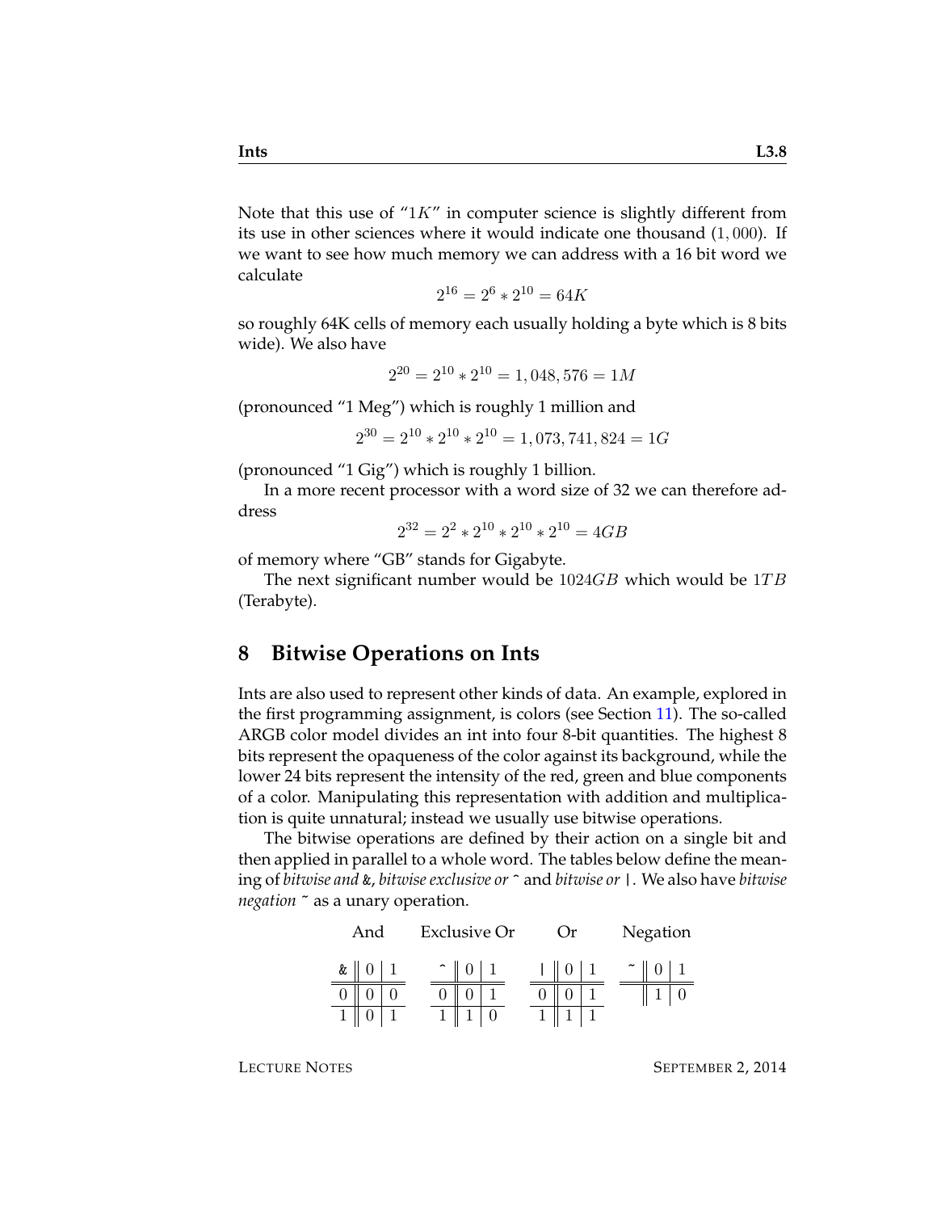Note that this use of "$1K$" in computer science is slightly different from its use in other sciences where it would indicate one thousand ($1,000$). If we want to see how much memory we can address with a 16 bit word we calculate

$$2^{16} = 2^6 * 2^{10} = 64K$$

so roughly 64K cells of memory each usually holding a byte which is 8 bits wide). We also have

$$2^{20} = 2^{10} * 2^{10} = 1,048,576 = 1M$$

(pronounced "1 Meg") which is roughly 1 million and

$$2^{30} = 2^{10} * 2^{10} * 2^{10} = 1,073,741,824 = 1G$$

(pronounced "1 Gig") which is roughly 1 billion.

In a more recent processor with a word size of 32 we can therefore address

$$2^{32} = 2^2 * 2^{10} * 2^{10} * 2^{10} = 4GB$$

of memory where "GB" stands for Gigabyte.

The next significant number would be $1024GB$ which would be $1TB$ (Terabyte).

## 8 Bitwise Operations on Ints

Ints are also used to represent other kinds of data. An example, explored in the first programming assignment, is colors (see Section 11). The so-called ARGB color model divides an int into four 8-bit quantities. The highest 8 bits represent the opaqueness of the color against its background, while the lower 24 bits represent the intensity of the red, green and blue components of a color. Manipulating this representation with addition and multiplication is quite unnatural; instead we usually use bitwise operations.

The bitwise operations are defined by their action on a single bit and then applied in parallel to a whole word. The tables below define the meaning of *bitwise and* `&`, *bitwise exclusive or* `^` and *bitwise or* `|`. We also have *bitwise negation* `~` as a unary operation.

And

| & | 0 | 1 |
|---|---|---|
| 0 | 0 | 0 |
| 1 | 0 | 1 |

Exclusive Or

| ^ | 0 | 1 |
|---|---|---|
| 0 | 0 | 1 |
| 1 | 1 | 0 |

Or

| \| | 0 | 1 |
|---|---|---|
| 0 | 0 | 1 |
| 1 | 1 | 1 |

Negation

| ~ | 0 | 1 |
|---|---|---|
| | 1 | 0 |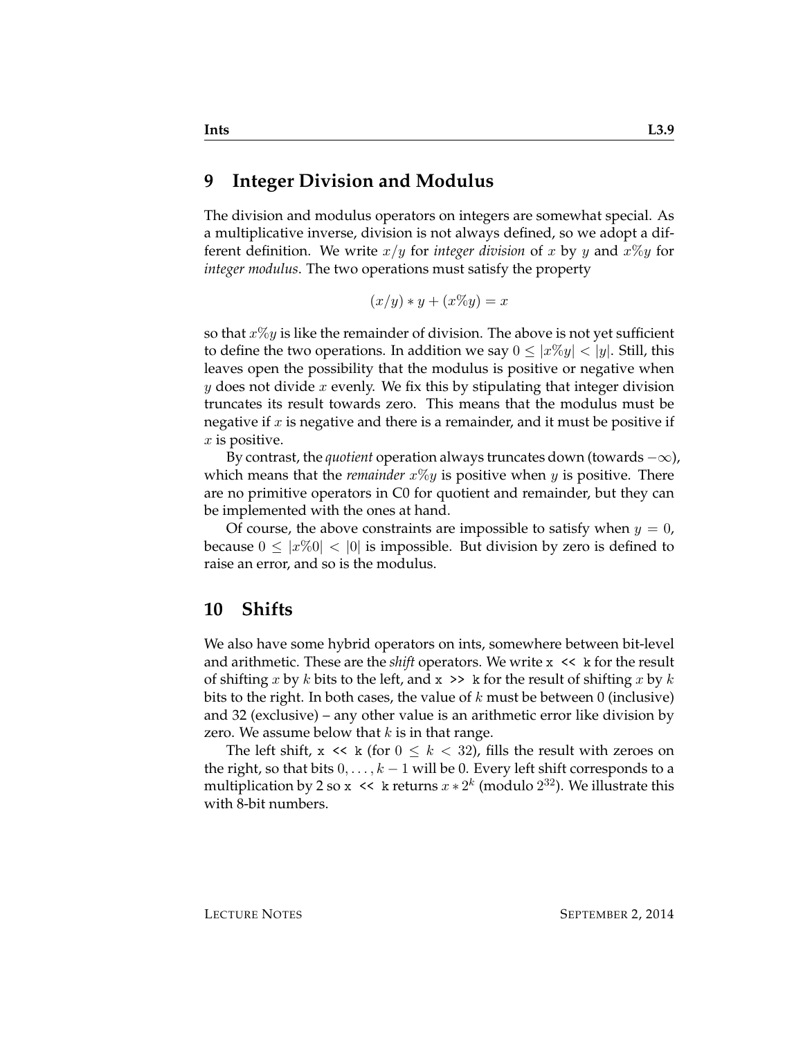## 9 Integer Division and Modulus

The division and modulus operators on integers are somewhat special. As a multiplicative inverse, division is not always defined, so we adopt a different definition. We write $x/y$ for *integer division* of $x$ by $y$ and $x\%y$ for *integer modulus*. The two operations must satisfy the property

$$(x/y) * y + (x\%y) = x$$

so that $x\%y$ is like the remainder of division. The above is not yet sufficient to define the two operations. In addition we say $0 \leq |x\%y| < |y|$. Still, this leaves open the possibility that the modulus is positive or negative when $y$ does not divide $x$ evenly. We fix this by stipulating that integer division truncates its result towards zero. This means that the modulus must be negative if $x$ is negative and there is a remainder, and it must be positive if $x$ is positive.

By contrast, the *quotient* operation always truncates down (towards $-\infty$), which means that the *remainder* $x\%y$ is positive when $y$ is positive. There are no primitive operators in C0 for quotient and remainder, but they can be implemented with the ones at hand.

Of course, the above constraints are impossible to satisfy when $y = 0$, because $0 \leq |x\%0| < |0|$ is impossible. But division by zero is defined to raise an error, and so is the modulus.

## 10 Shifts

We also have some hybrid operators on ints, somewhere between bit-level and arithmetic. These are the *shift* operators. We write `x << k` for the result of shifting $x$ by $k$ bits to the left, and `x >> k` for the result of shifting $x$ by $k$ bits to the right. In both cases, the value of $k$ must be between 0 (inclusive) and 32 (exclusive) – any other value is an arithmetic error like division by zero. We assume below that $k$ is in that range.

The left shift, `x << k` (for $0 \leq k < 32$), fills the result with zeroes on the right, so that bits $0, \ldots, k-1$ will be 0. Every left shift corresponds to a multiplication by 2 so `x << k` returns $x * 2^k$ (modulo $2^{32}$). We illustrate this with 8-bit numbers.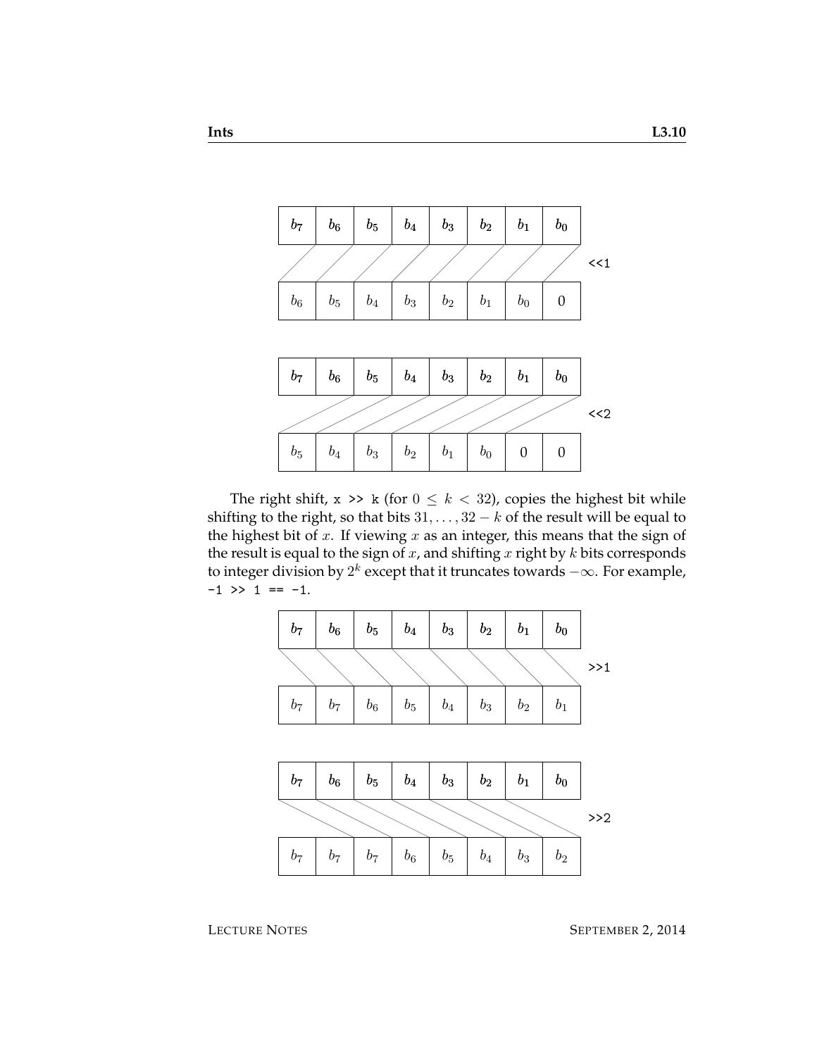| $b_7$ | $b_6$ | $b_5$ | $b_4$ | $b_3$ | $b_2$ | $b_1$ | $b_0$ |
|---|---|---|---|---|---|---|---|
| $b_6$ | $b_5$ | $b_4$ | $b_3$ | $b_2$ | $b_1$ | $b_0$ | 0 |

<<1

| $b_7$ | $b_6$ | $b_5$ | $b_4$ | $b_3$ | $b_2$ | $b_1$ | $b_0$ |
|---|---|---|---|---|---|---|---|
| $b_5$ | $b_4$ | $b_3$ | $b_2$ | $b_1$ | $b_0$ | 0 | 0 |

<<2

The right shift, `x >> k` (for $0 \leq k < 32$), copies the highest bit while shifting to the right, so that bits $31, \ldots, 32 - k$ of the result will be equal to the highest bit of $x$. If viewing $x$ as an integer, this means that the sign of the result is equal to the sign of $x$, and shifting $x$ right by $k$ bits corresponds to integer division by $2^k$ except that it truncates towards $-\infty$. For example, `-1 >> 1 == -1`.

| $b_7$ | $b_6$ | $b_5$ | $b_4$ | $b_3$ | $b_2$ | $b_1$ | $b_0$ |
|---|---|---|---|---|---|---|---|
| $b_7$ | $b_7$ | $b_6$ | $b_5$ | $b_4$ | $b_3$ | $b_2$ | $b_1$ |

>>1

| $b_7$ | $b_6$ | $b_5$ | $b_4$ | $b_3$ | $b_2$ | $b_1$ | $b_0$ |
|---|---|---|---|---|---|---|---|
| $b_7$ | $b_7$ | $b_7$ | $b_6$ | $b_5$ | $b_4$ | $b_3$ | $b_2$ |

>>2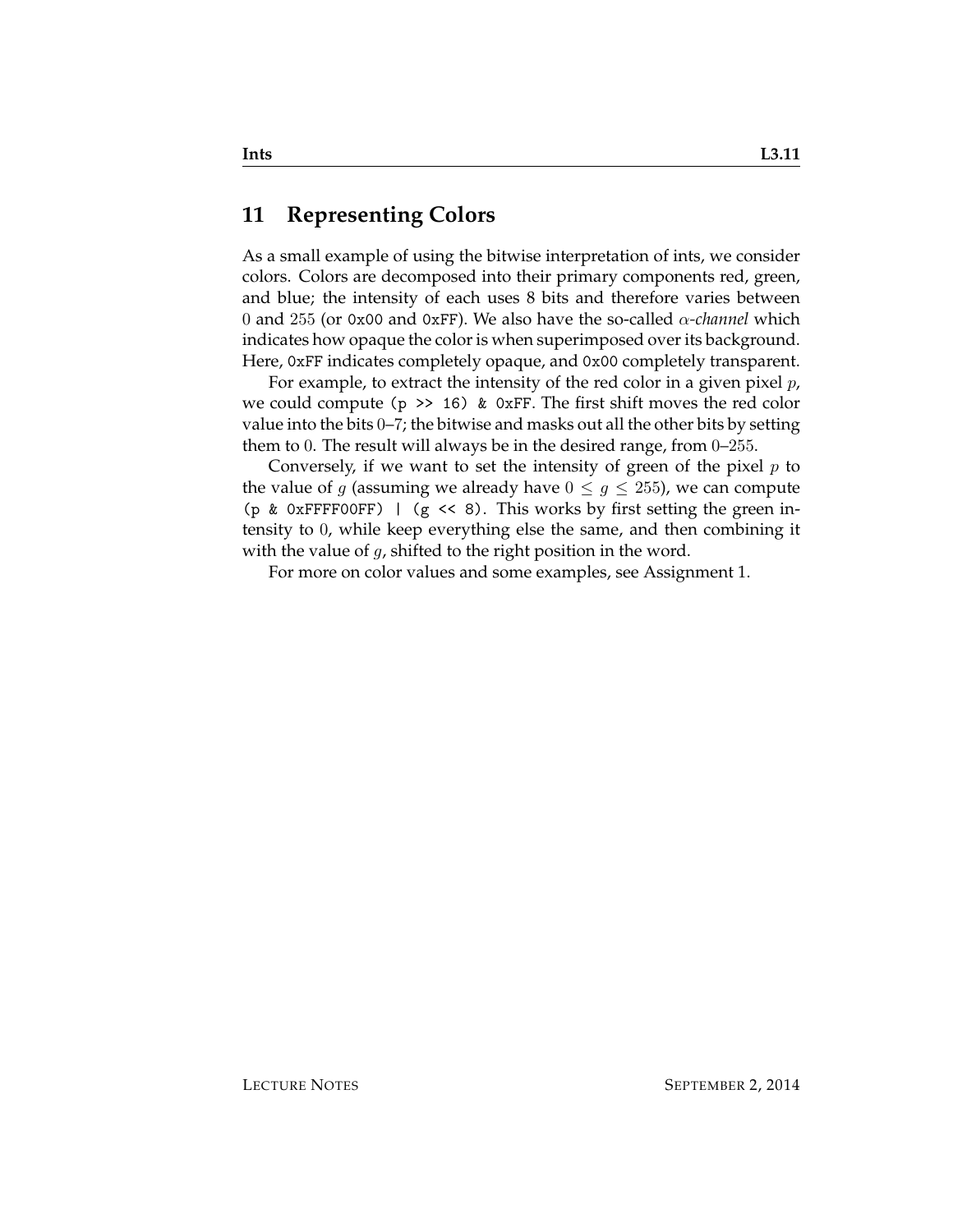## 11 Representing Colors

As a small example of using the bitwise interpretation of ints, we consider colors. Colors are decomposed into their primary components red, green, and blue; the intensity of each uses 8 bits and therefore varies between $0$ and $255$ (or `0x00` and `0xFF`). We also have the so-called *$\alpha$-channel* which indicates how opaque the color is when superimposed over its background. Here, `0xFF` indicates completely opaque, and `0x00` completely transparent.

For example, to extract the intensity of the red color in a given pixel $p$, we could compute `(p >> 16) & 0xFF`. The first shift moves the red color value into the bits $0$–$7$; the bitwise and masks out all the other bits by setting them to $0$. The result will always be in the desired range, from $0$–$255$.

Conversely, if we want to set the intensity of green of the pixel $p$ to the value of $g$ (assuming we already have $0 \leq g \leq 255$), we can compute `(p & 0xFFFF00FF) | (g << 8)`. This works by first setting the green intensity to $0$, while keep everything else the same, and then combining it with the value of $g$, shifted to the right position in the word.

For more on color values and some examples, see Assignment 1.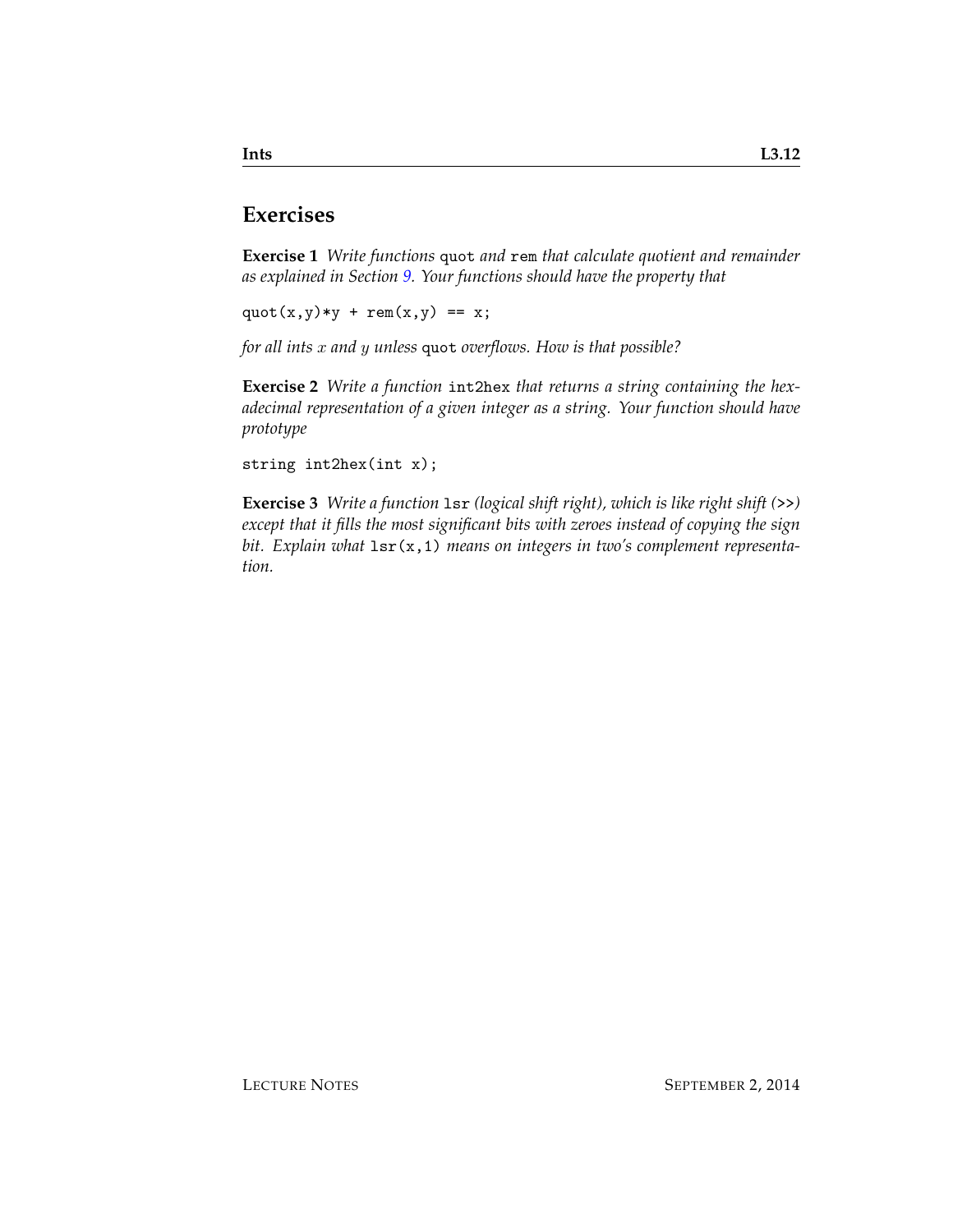## Exercises

**Exercise 1** *Write functions* `quot` *and* `rem` *that calculate quotient and remainder as explained in Section 9. Your functions should have the property that*

```
quot(x,y)*y + rem(x,y) == x;
```

*for all ints $x$ and $y$ unless* `quot` *overflows. How is that possible?*

**Exercise 2** *Write a function* `int2hex` *that returns a string containing the hexadecimal representation of a given integer as a string. Your function should have prototype*

```
string int2hex(int x);
```

**Exercise 3** *Write a function* `lsr` *(logical shift right), which is like right shift (*`>>`*) except that it fills the most significant bits with zeroes instead of copying the sign bit. Explain what* `lsr(x,1)` *means on integers in two's complement representation.*